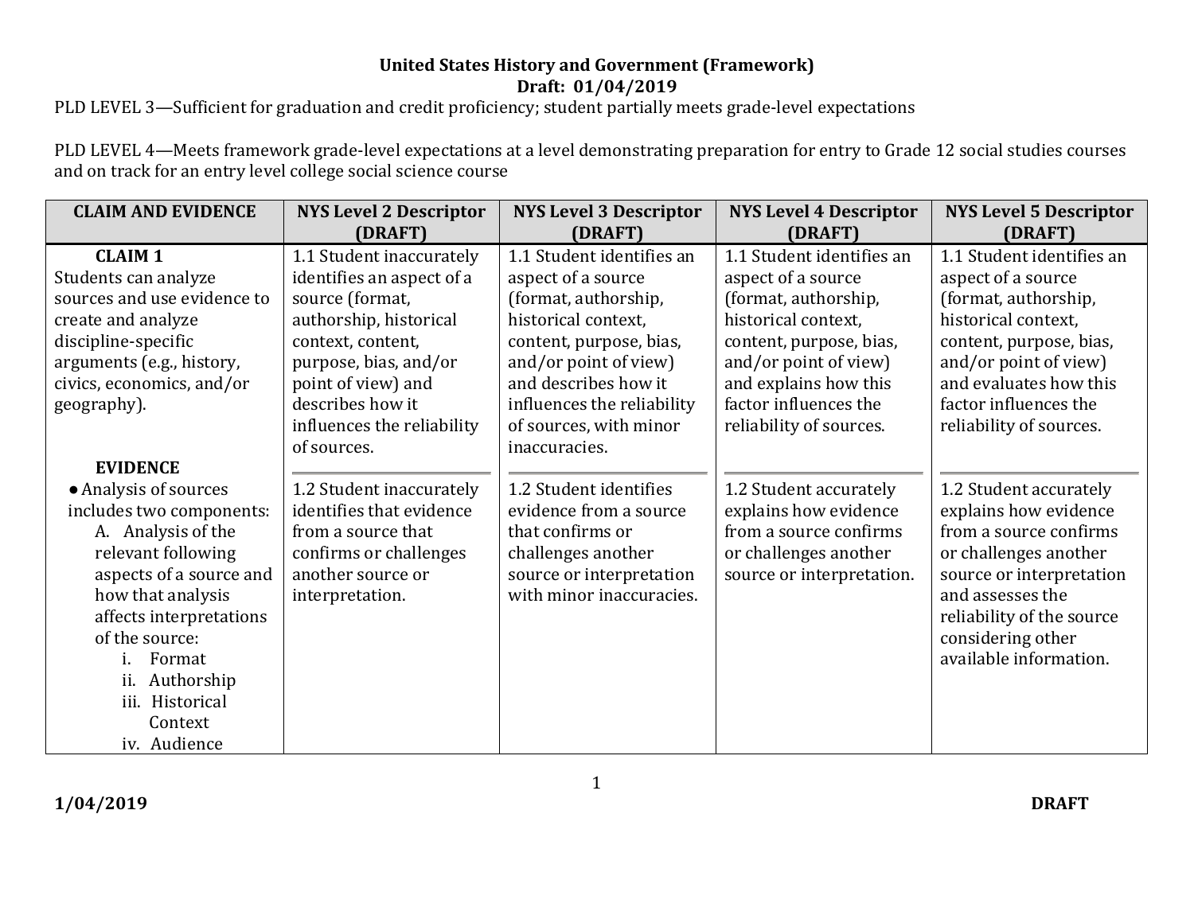**United States History and Government (Framework)**
**Draft: 01/04/2019**

PLD LEVEL 3—Sufficient for graduation and credit proficiency; student partially meets grade-level expectations

PLD LEVEL 4—Meets framework grade-level expectations at a level demonstrating preparation for entry to Grade 12 social studies courses and on track for an entry level college social science course

| CLAIM AND EVIDENCE | NYS Level 2 Descriptor (DRAFT) | NYS Level 3 Descriptor (DRAFT) | NYS Level 4 Descriptor (DRAFT) | NYS Level 5 Descriptor (DRAFT) |
|---|---|---|---|---|
| **CLAIM 1**<br>Students can analyze sources and use evidence to create and analyze discipline-specific arguments (e.g., history, civics, economics, and/or geography). | 1.1 Student inaccurately identifies an aspect of a source (format, authorship, historical context, content, purpose, bias, and/or point of view) and describes how it influences the reliability of sources. | 1.1 Student identifies an aspect of a source (format, authorship, historical context, content, purpose, bias, and/or point of view) and describes how it influences the reliability of sources, with minor inaccuracies. | 1.1 Student identifies an aspect of a source (format, authorship, historical context, content, purpose, bias, and/or point of view) and explains how this factor influences the reliability of sources. | 1.1 Student identifies an aspect of a source (format, authorship, historical context, content, purpose, bias, and/or point of view) and evaluates how this factor influences the reliability of sources. |
| **EVIDENCE**<br>● Analysis of sources includes two components:<br>A. Analysis of the relevant following aspects of a source and how that analysis affects interpretations of the source:<br>i. Format<br>ii. Authorship<br>iii. Historical Context<br>iv. Audience | 1.2 Student inaccurately identifies that evidence from a source that confirms or challenges another source or interpretation. | 1.2 Student identifies evidence from a source that confirms or challenges another source or interpretation with minor inaccuracies. | 1.2 Student accurately explains how evidence from a source confirms or challenges another source or interpretation. | 1.2 Student accurately explains how evidence from a source confirms or challenges another source or interpretation and assesses the reliability of the source considering other available information. |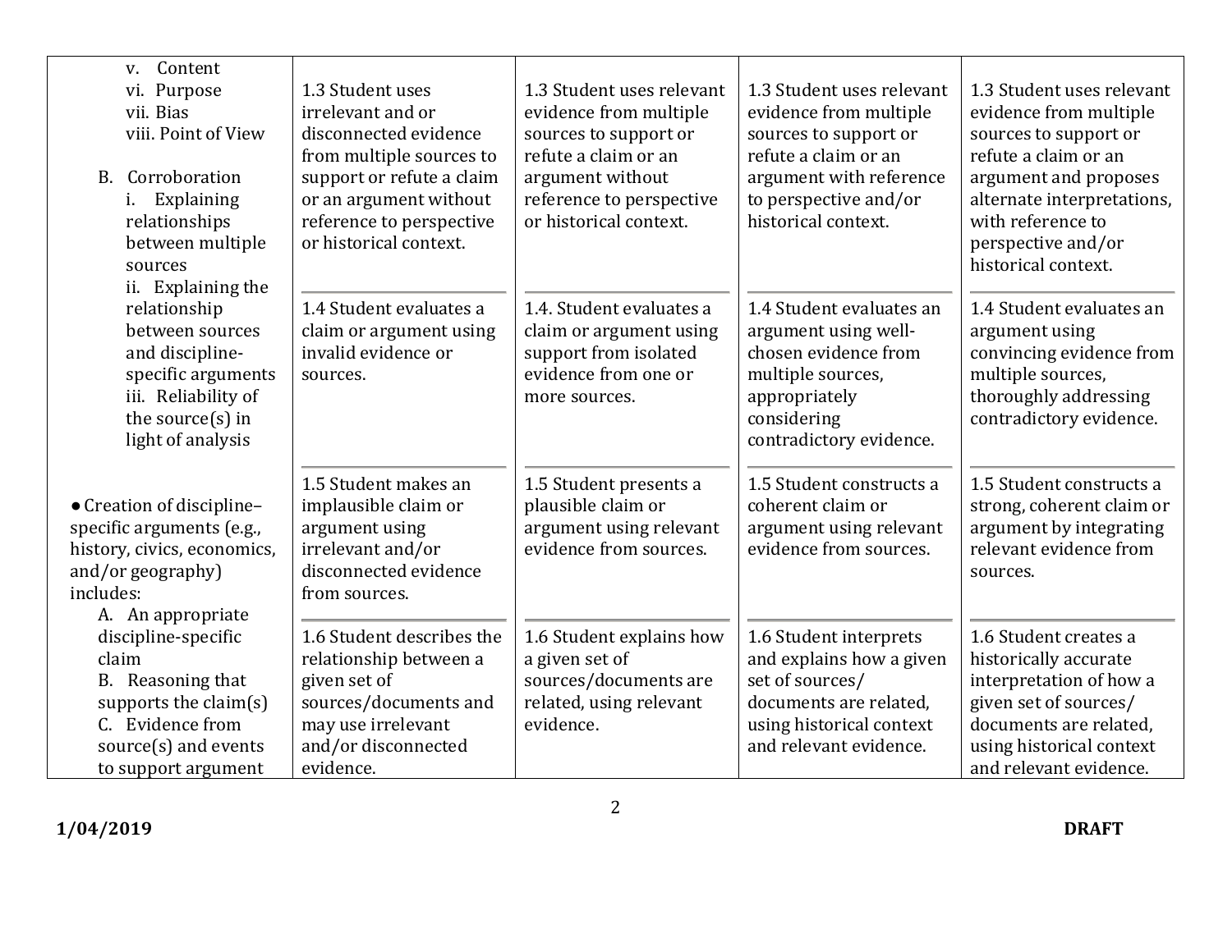| | | | | |
|---|---|---|---|---|
| v. Content<br>vi. Purpose<br>vii. Bias<br>viii. Point of View<br><br>B. Corroboration<br>i. Explaining relationships between multiple sources<br>ii. Explaining the relationship between sources and discipline-specific arguments<br>iii. Reliability of the source(s) in light of analysis | 1.3 Student uses irrelevant and or disconnected evidence from multiple sources to support or refute a claim or an argument without reference to perspective or historical context. | 1.3 Student uses relevant evidence from multiple sources to support or refute a claim or an argument without reference to perspective or historical context. | 1.3 Student uses relevant evidence from multiple sources to support or refute a claim or an argument with reference to perspective and/or historical context. | 1.3 Student uses relevant evidence from multiple sources to support or refute a claim or an argument and proposes alternate interpretations, with reference to perspective and/or historical context. |
| | 1.4 Student evaluates a claim or argument using invalid evidence or sources. | 1.4. Student evaluates a claim or argument using support from isolated evidence from one or more sources. | 1.4 Student evaluates an argument using well-chosen evidence from multiple sources, appropriately considering contradictory evidence. | 1.4 Student evaluates an argument using convincing evidence from multiple sources, thoroughly addressing contradictory evidence. |
| ● Creation of discipline–specific arguments (e.g., history, civics, economics, and/or geography) includes:<br>A. An appropriate discipline-specific claim<br>B. Reasoning that supports the claim(s)<br>C. Evidence from source(s) and events to support argument | 1.5 Student makes an implausible claim or argument using irrelevant and/or disconnected evidence from sources. | 1.5 Student presents a plausible claim or argument using relevant evidence from sources. | 1.5 Student constructs a coherent claim or argument using relevant evidence from sources. | 1.5 Student constructs a strong, coherent claim or argument by integrating relevant evidence from sources. |
| | 1.6 Student describes the relationship between a given set of sources/documents and may use irrelevant and/or disconnected evidence. | 1.6 Student explains how a given set of sources/documents are related, using relevant evidence. | 1.6 Student interprets and explains how a given set of sources/ documents are related, using historical context and relevant evidence. | 1.6 Student creates a historically accurate interpretation of how a given set of sources/ documents are related, using historical context and relevant evidence. |

**1/04/2019** **DRAFT**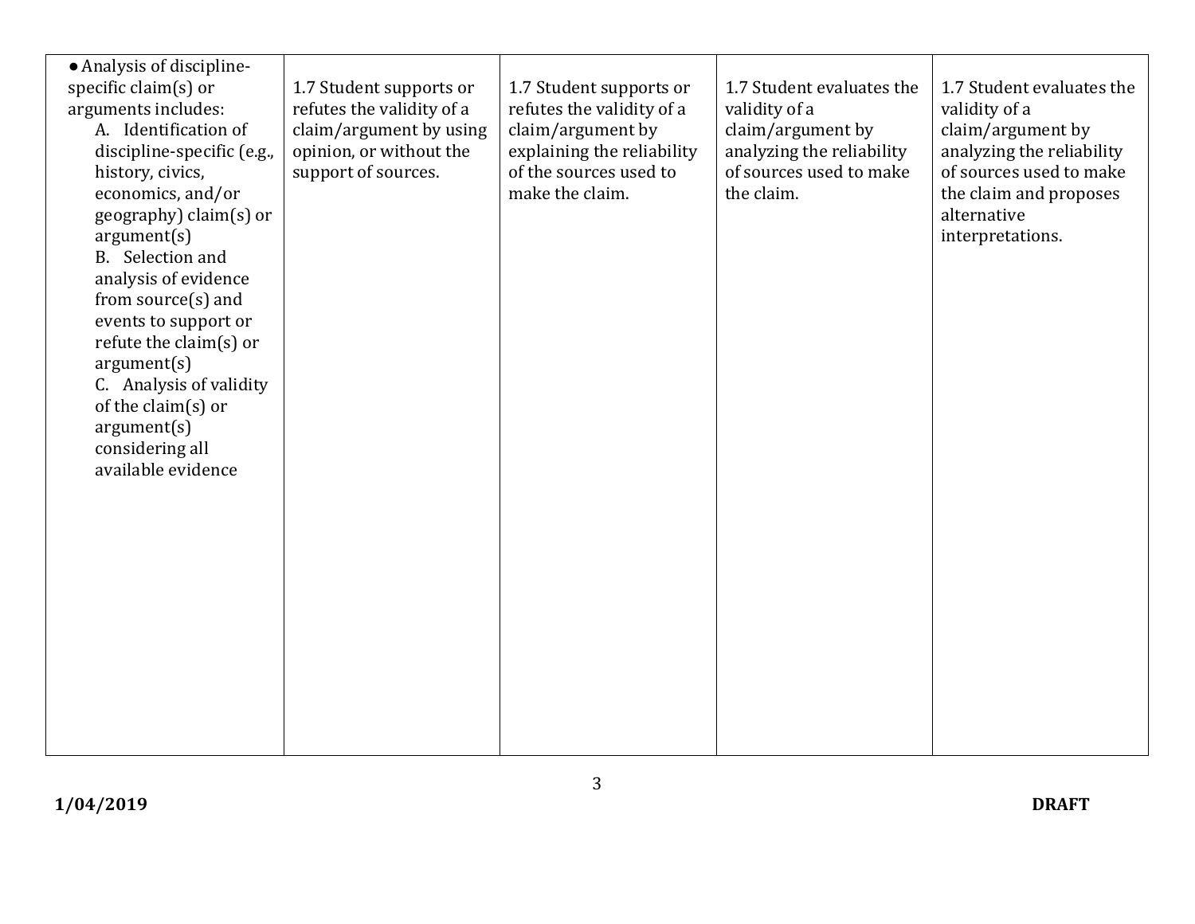| | | | | |
|---|---|---|---|---|
| ● Analysis of discipline-specific claim(s) or arguments includes:<br>A. Identification of discipline-specific (e.g., history, civics, economics, and/or geography) claim(s) or argument(s)<br>B. Selection and analysis of evidence from source(s) and events to support or refute the claim(s) or argument(s)<br>C. Analysis of validity of the claim(s) or argument(s) considering all available evidence | 1.7 Student supports or refutes the validity of a claim/argument by using opinion, or without the support of sources. | 1.7 Student supports or refutes the validity of a claim/argument by explaining the reliability of the sources used to make the claim. | 1.7 Student evaluates the validity of a claim/argument by analyzing the reliability of sources used to make the claim. | 1.7 Student evaluates the validity of a claim/argument by analyzing the reliability of sources used to make the claim and proposes alternative interpretations. |

**1/04/2019** **DRAFT**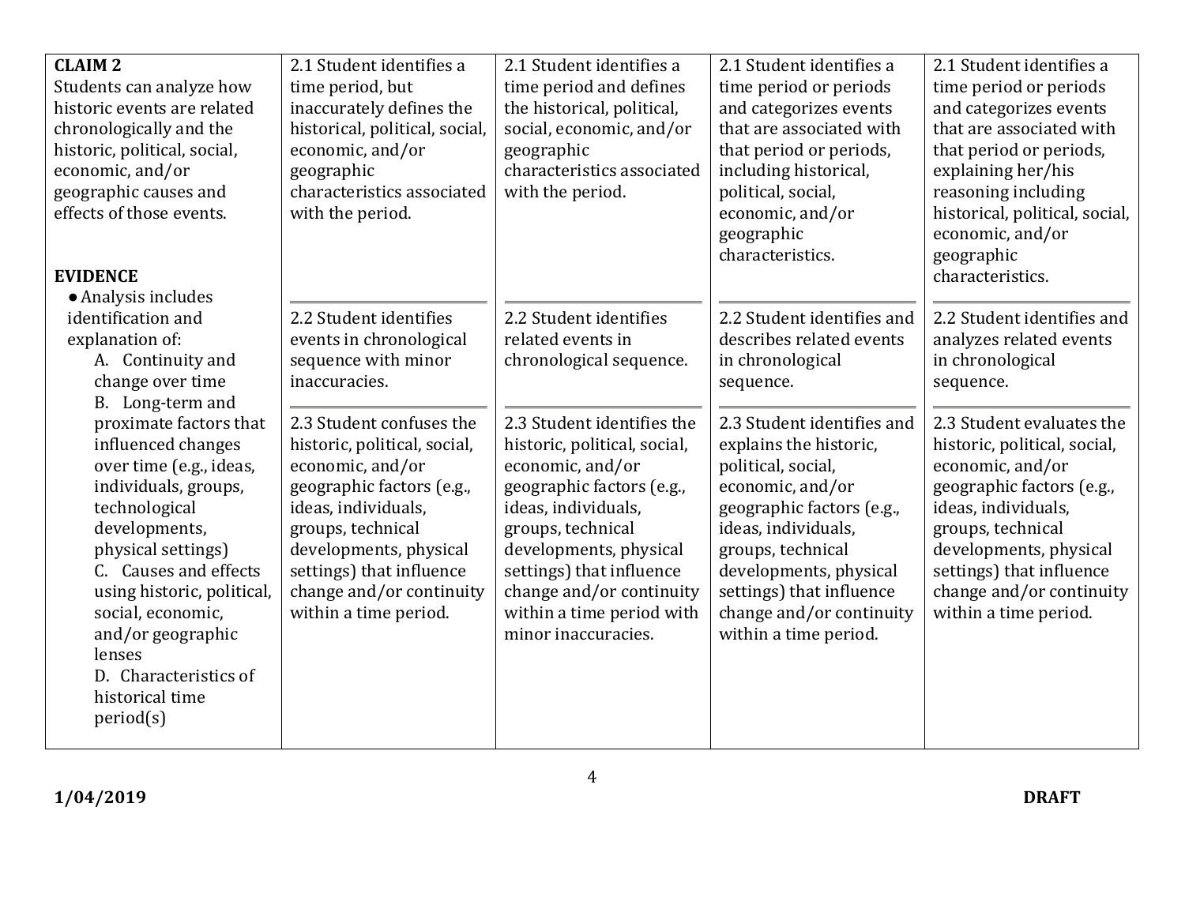| | | | | |
|---|---|---|---|---|
| **CLAIM 2**<br>Students can analyze how historic events are related chronologically and the historic, political, social, economic, and/or geographic causes and effects of those events.<br><br>**EVIDENCE**<br>● Analysis includes identification and explanation of:<br>A. Continuity and change over time<br>B. Long-term and proximate factors that influenced changes over time (e.g., ideas, individuals, groups, technological developments, physical settings)<br>C. Causes and effects using historic, political, social, economic, and/or geographic lenses<br>D. Characteristics of historical time period(s) | 2.1 Student identifies a time period, but inaccurately defines the historical, political, social, economic, and/or geographic characteristics associated with the period.<br><br>2.2 Student identifies events in chronological sequence with minor inaccuracies.<br><br>2.3 Student confuses the historic, political, social, economic, and/or geographic factors (e.g., ideas, individuals, groups, technical developments, physical settings) that influence change and/or continuity within a time period. | 2.1 Student identifies a time period and defines the historical, political, social, economic, and/or geographic characteristics associated with the period.<br><br>2.2 Student identifies related events in chronological sequence.<br><br>2.3 Student identifies the historic, political, social, economic, and/or geographic factors (e.g., ideas, individuals, groups, technical developments, physical settings) that influence change and/or continuity within a time period with minor inaccuracies. | 2.1 Student identifies a time period or periods and categorizes events that are associated with that period or periods, including historical, political, social, economic, and/or geographic characteristics.<br><br>2.2 Student identifies and describes related events in chronological sequence.<br><br>2.3 Student identifies and explains the historic, political, social, economic, and/or geographic factors (e.g., ideas, individuals, groups, technical developments, physical settings) that influence change and/or continuity within a time period. | 2.1 Student identifies a time period or periods and categorizes events that are associated with that period or periods, explaining her/his reasoning including historical, political, social, economic, and/or geographic characteristics.<br><br>2.2 Student identifies and analyzes related events in chronological sequence.<br><br>2.3 Student evaluates the historic, political, social, economic, and/or geographic factors (e.g., ideas, individuals, groups, technical developments, physical settings) that influence change and/or continuity within a time period. |

**1/04/2019** **DRAFT**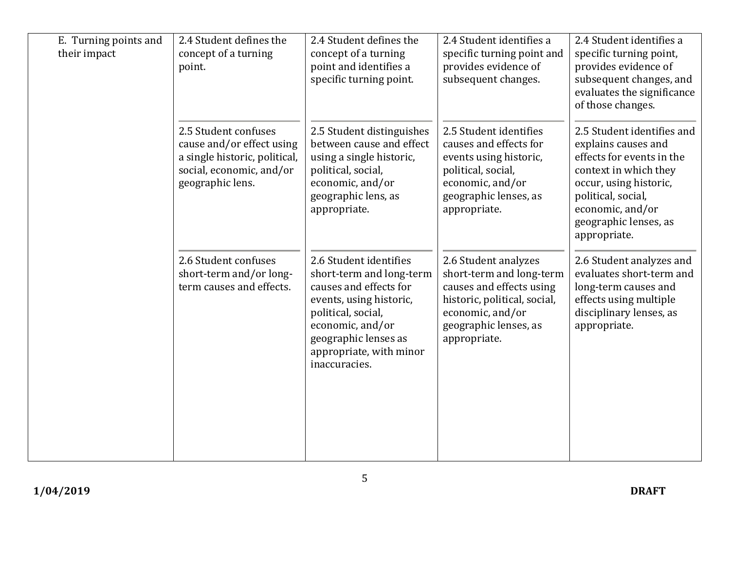| | | | | |
|---|---|---|---|---|
| E. Turning points and their impact | 2.4 Student defines the concept of a turning point. | 2.4 Student defines the concept of a turning point and identifies a specific turning point. | 2.4 Student identifies a specific turning point and provides evidence of subsequent changes. | 2.4 Student identifies a specific turning point, provides evidence of subsequent changes, and evaluates the significance of those changes. |
| | 2.5 Student confuses cause and/or effect using a single historic, political, social, economic, and/or geographic lens. | 2.5 Student distinguishes between cause and effect using a single historic, political, social, economic, and/or geographic lens, as appropriate. | 2.5 Student identifies causes and effects for events using historic, political, social, economic, and/or geographic lenses, as appropriate. | 2.5 Student identifies and explains causes and effects for events in the context in which they occur, using historic, political, social, economic, and/or geographic lenses, as appropriate. |
| | 2.6 Student confuses short-term and/or long-term causes and effects. | 2.6 Student identifies short-term and long-term causes and effects for events, using historic, political, social, economic, and/or geographic lenses as appropriate, with minor inaccuracies. | 2.6 Student analyzes short-term and long-term causes and effects using historic, political, social, economic, and/or geographic lenses, as appropriate. | 2.6 Student analyzes and evaluates short-term and long-term causes and effects using multiple disciplinary lenses, as appropriate. |

**1/04/2019** **DRAFT**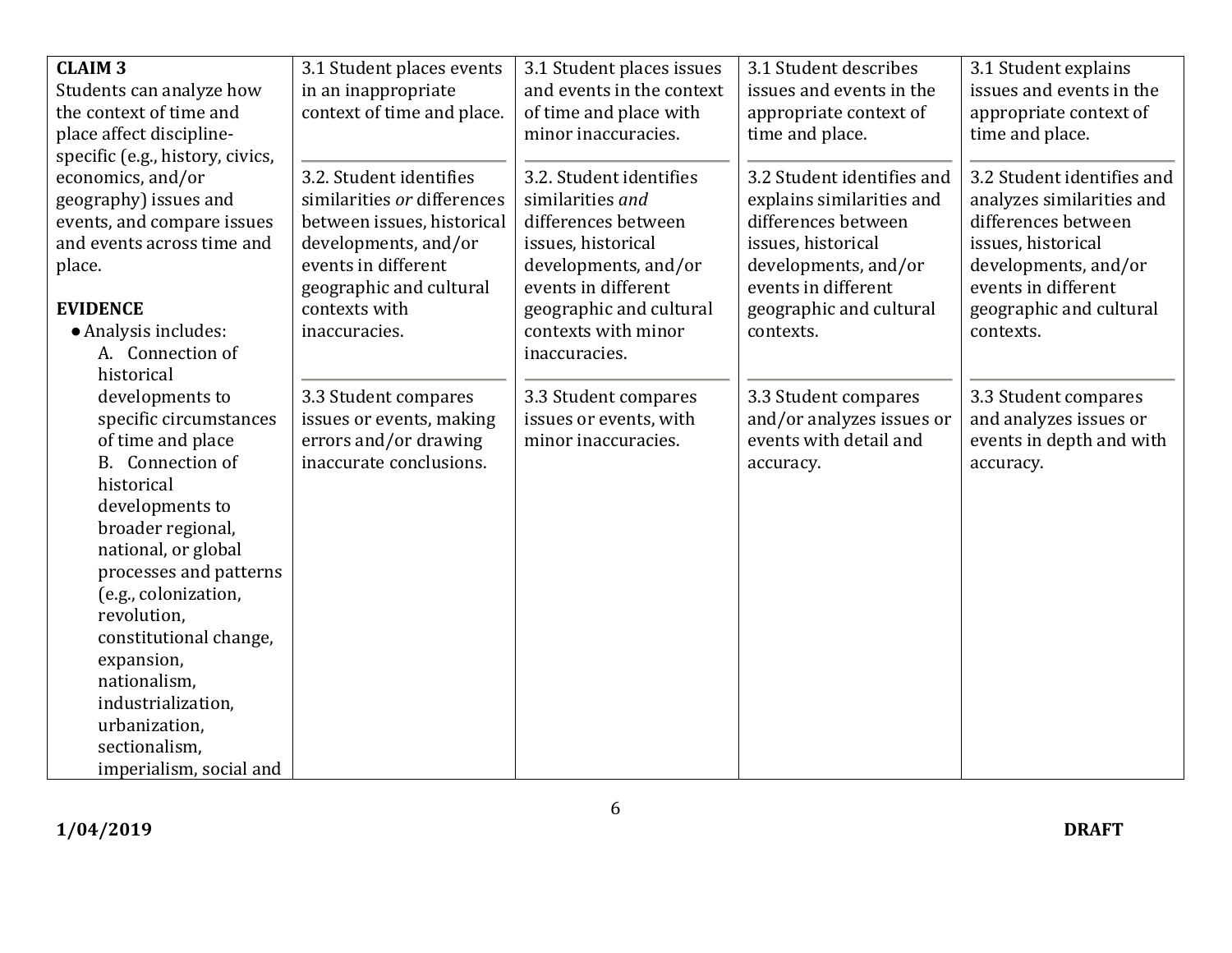| **CLAIM 3**<br>Students can analyze how the context of time and place affect discipline-specific (e.g., history, civics, economics, and/or geography) issues and events, and compare issues and events across time and place.<br><br>**EVIDENCE**<br>● Analysis includes:<br>A. Connection of historical developments to specific circumstances of time and place<br>B. Connection of historical developments to broader regional, national, or global processes and patterns (e.g., colonization, revolution, constitutional change, expansion, nationalism, industrialization, urbanization, sectionalism, imperialism, social and | 3.1 Student places events in an inappropriate context of time and place.<br><br>3.2. Student identifies similarities *or* differences between issues, historical developments, and/or events in different geographic and cultural contexts with inaccuracies.<br><br>3.3 Student compares issues or events, making errors and/or drawing inaccurate conclusions. | 3.1 Student places issues and events in the context of time and place with minor inaccuracies.<br><br>3.2. Student identifies similarities *and* differences between issues, historical developments, and/or events in different geographic and cultural contexts with minor inaccuracies.<br><br>3.3 Student compares issues or events, with minor inaccuracies. | 3.1 Student describes issues and events in the appropriate context of time and place.<br><br>3.2 Student identifies and explains similarities and differences between issues, historical developments, and/or events in different geographic and cultural contexts.<br><br>3.3 Student compares and/or analyzes issues or events with detail and accuracy. | 3.1 Student explains issues and events in the appropriate context of time and place.<br><br>3.2 Student identifies and analyzes similarities and differences between issues, historical developments, and/or events in different geographic and cultural contexts.<br><br>3.3 Student compares and analyzes issues or events in depth and with accuracy. |
|---|---|---|---|---|

1/04/2019 DRAFT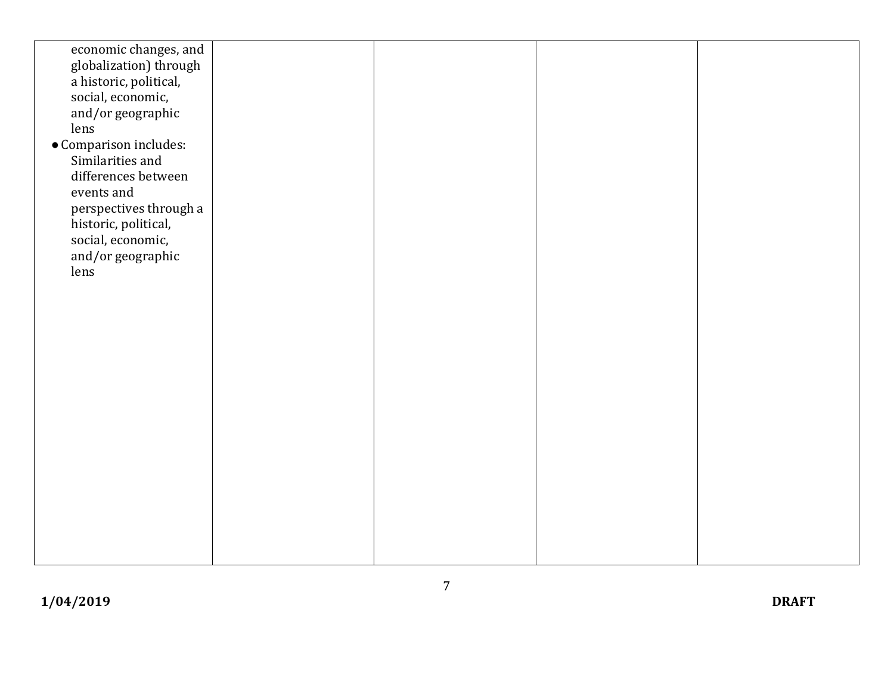| | | | | |
|---|---|---|---|---|
| economic changes, and globalization) through a historic, political, social, economic, and/or geographic lens<br>● Comparison includes: Similarities and differences between events and perspectives through a historic, political, social, economic, and/or geographic lens | | | | |

1/04/2019 DRAFT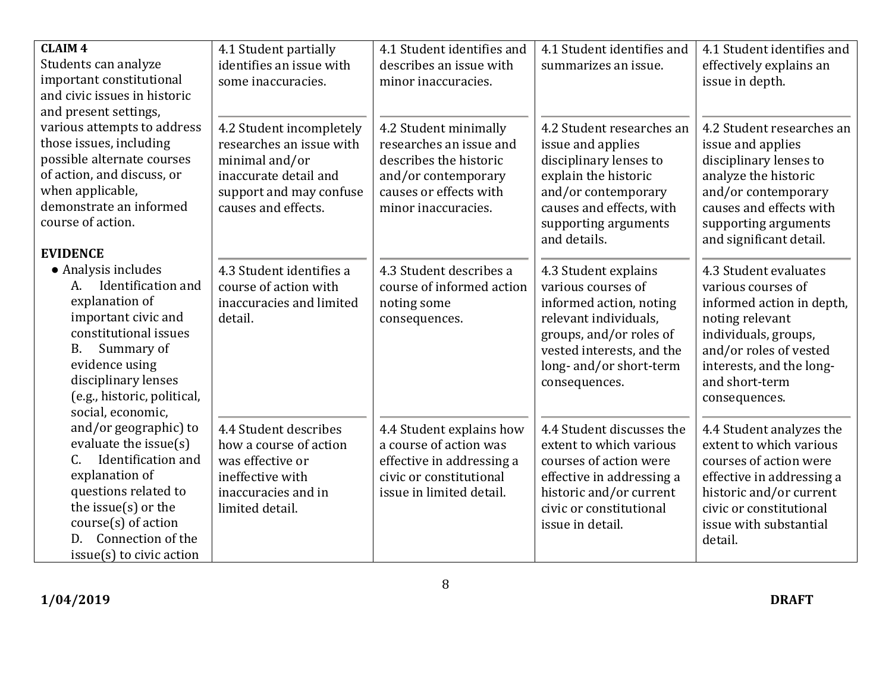| **CLAIM 4** Students can analyze important constitutional and civic issues in historic and present settings, various attempts to address those issues, including possible alternate courses of action, and discuss, or when applicable, demonstrate an informed course of action.<br><br>**EVIDENCE**<br>● Analysis includes<br>A. Identification and explanation of important civic and constitutional issues<br>B. Summary of evidence using disciplinary lenses (e.g., historic, political, social, economic, and/or geographic) to evaluate the issue(s)<br>C. Identification and explanation of questions related to the issue(s) or the course(s) of action<br>D. Connection of the issue(s) to civic action | 4.1 Student partially identifies an issue with some inaccuracies.<br><br>4.2 Student incompletely researches an issue with minimal and/or inaccurate detail and support and may confuse causes and effects.<br><br>4.3 Student identifies a course of action with inaccuracies and limited detail.<br><br>4.4 Student describes how a course of action was effective or ineffective with inaccuracies and in limited detail. | 4.1 Student identifies and describes an issue with minor inaccuracies.<br><br>4.2 Student minimally researches an issue and describes the historic and/or contemporary causes or effects with minor inaccuracies.<br><br>4.3 Student describes a course of informed action noting some consequences.<br><br>4.4 Student explains how a course of action was effective in addressing a civic or constitutional issue in limited detail. | 4.1 Student identifies and summarizes an issue.<br><br>4.2 Student researches an issue and applies disciplinary lenses to explain the historic and/or contemporary causes and effects, with supporting arguments and details.<br><br>4.3 Student explains various courses of informed action, noting relevant individuals, groups, and/or roles of vested interests, and the long- and/or short-term consequences.<br><br>4.4 Student discusses the extent to which various courses of action were effective in addressing a historic and/or current civic or constitutional issue in detail. | 4.1 Student identifies and effectively explains an issue in depth.<br><br>4.2 Student researches an issue and applies disciplinary lenses to analyze the historic and/or contemporary causes and effects with supporting arguments and significant detail.<br><br>4.3 Student evaluates various courses of informed action in depth, noting relevant individuals, groups, and/or roles of vested interests, and the long- and short-term consequences.<br><br>4.4 Student analyzes the extent to which various courses of action were effective in addressing a historic and/or current civic or constitutional issue with substantial detail. |
|---|---|---|---|---|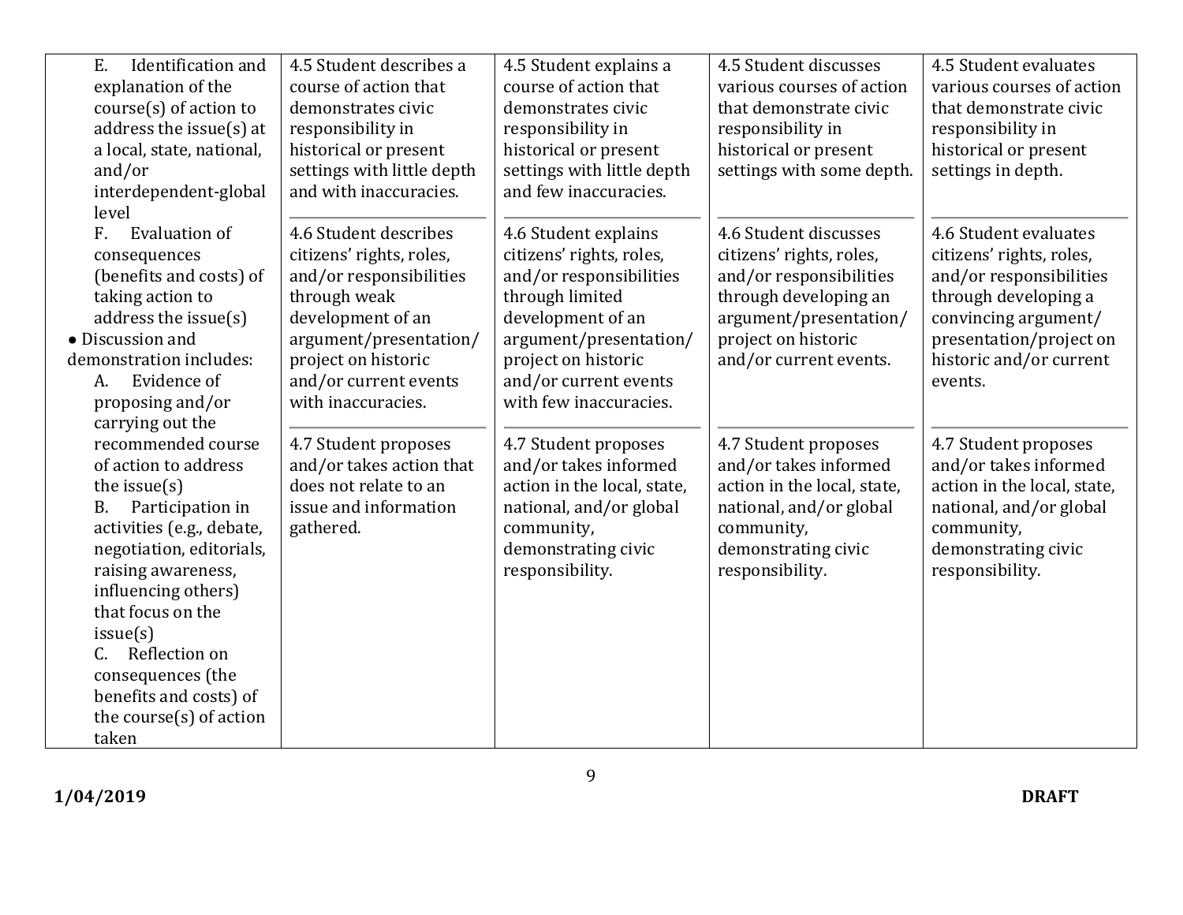| | | | | |
|---|---|---|---|---|
| E. Identification and explanation of the course(s) of action to address the issue(s) at a local, state, national, and/or interdependent-global level<br>F. Evaluation of consequences (benefits and costs) of taking action to address the issue(s)<br>• Discussion and demonstration includes:<br>A. Evidence of proposing and/or carrying out the recommended course of action to address the issue(s)<br>B. Participation in activities (e.g., debate, negotiation, editorials, raising awareness, influencing others) that focus on the issue(s)<br>C. Reflection on consequences (the benefits and costs) of the course(s) of action taken | 4.5 Student describes a course of action that demonstrates civic responsibility in historical or present settings with little depth and with inaccuracies.<br><br>4.6 Student describes citizens' rights, roles, and/or responsibilities through weak development of an argument/presentation/ project on historic and/or current events with inaccuracies.<br><br>4.7 Student proposes and/or takes action that does not relate to an issue and information gathered. | 4.5 Student explains a course of action that demonstrates civic responsibility in historical or present settings with little depth and few inaccuracies.<br><br>4.6 Student explains citizens' rights, roles, and/or responsibilities through limited development of an argument/presentation/ project on historic and/or current events with few inaccuracies.<br><br>4.7 Student proposes and/or takes informed action in the local, state, national, and/or global community, demonstrating civic responsibility. | 4.5 Student discusses various courses of action that demonstrate civic responsibility in historical or present settings with some depth.<br><br>4.6 Student discusses citizens' rights, roles, and/or responsibilities through developing an argument/presentation/ project on historic and/or current events.<br><br>4.7 Student proposes and/or takes informed action in the local, state, national, and/or global community, demonstrating civic responsibility. | 4.5 Student evaluates various courses of action that demonstrate civic responsibility in historical or present settings in depth.<br><br>4.6 Student evaluates citizens' rights, roles, and/or responsibilities through developing a convincing argument/ presentation/project on historic and/or current events.<br><br>4.7 Student proposes and/or takes informed action in the local, state, national, and/or global community, demonstrating civic responsibility. |

**1/04/2019** **DRAFT**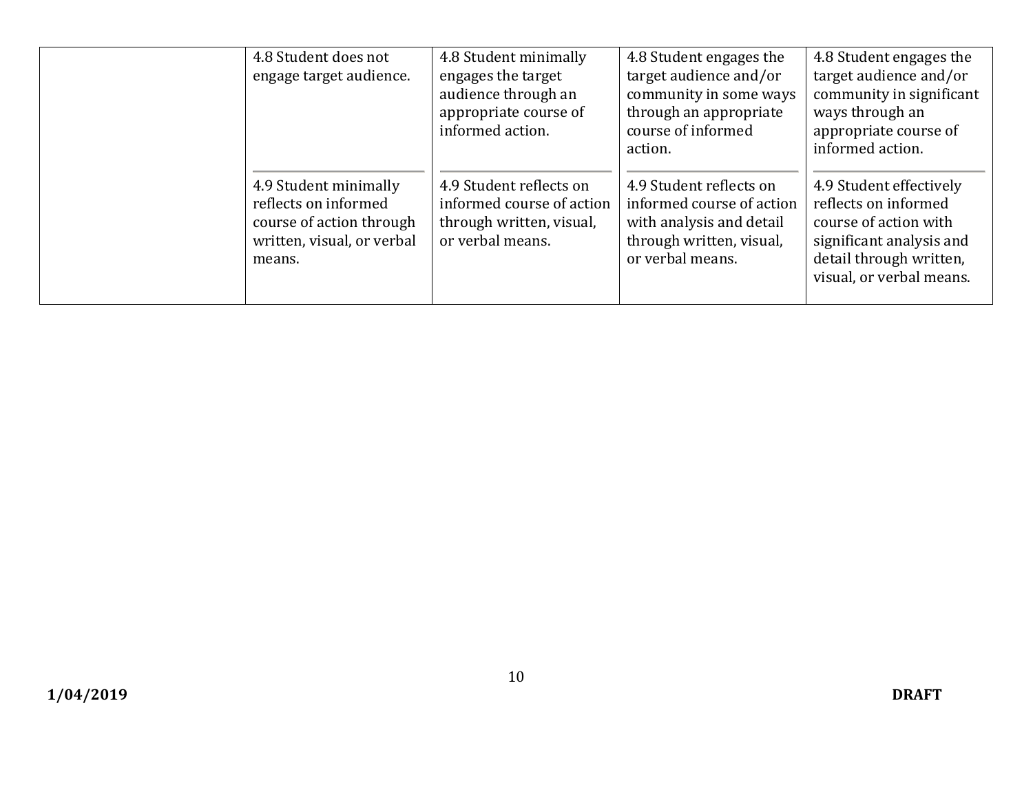| | | | | |
|---|---|---|---|---|
| | 4.8 Student does not engage target audience. | 4.8 Student minimally engages the target audience through an appropriate course of informed action. | 4.8 Student engages the target audience and/or community in some ways through an appropriate course of informed action. | 4.8 Student engages the target audience and/or community in significant ways through an appropriate course of informed action. |
| | 4.9 Student minimally reflects on informed course of action through written, visual, or verbal means. | 4.9 Student reflects on informed course of action through written, visual, or verbal means. | 4.9 Student reflects on informed course of action with analysis and detail through written, visual, or verbal means. | 4.9 Student effectively reflects on informed course of action with significant analysis and detail through written, visual, or verbal means. |